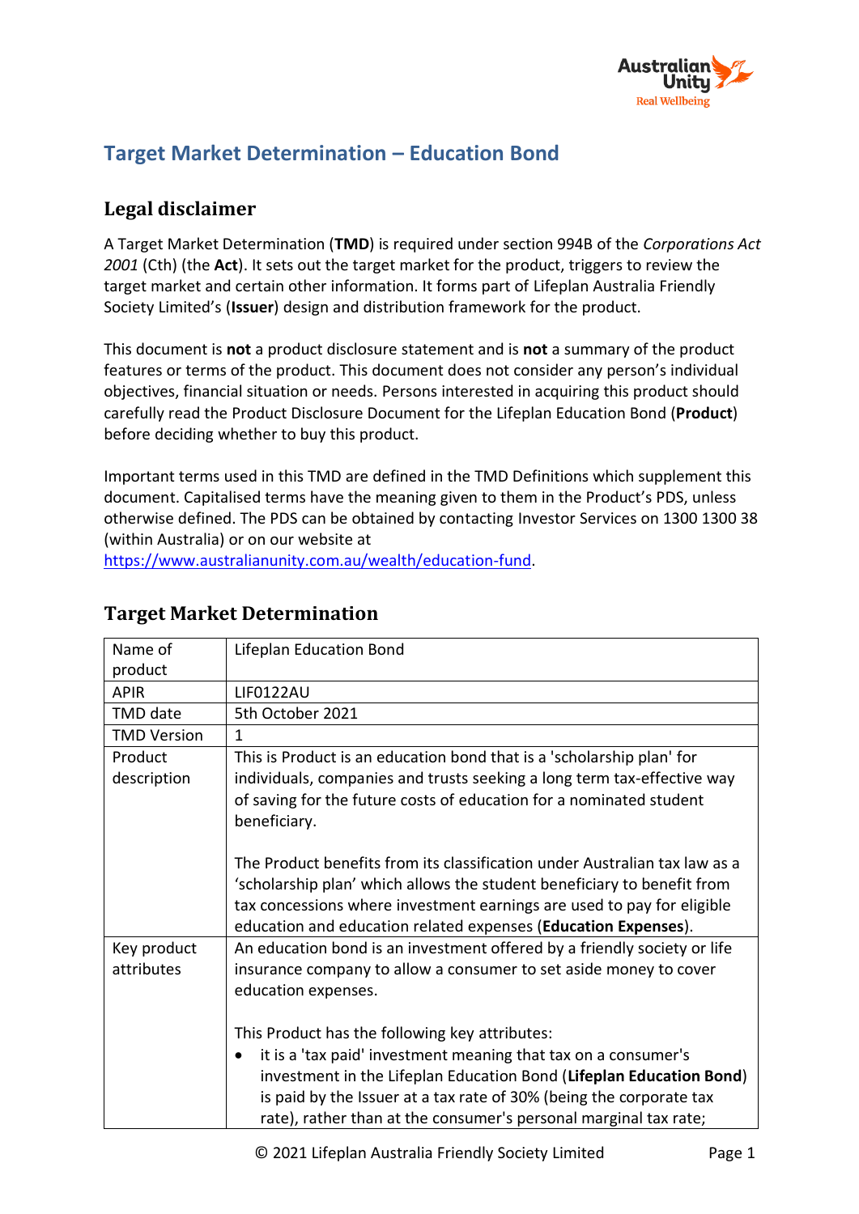# Target Market Determination – Education Bond

## Legal disclaimer

A Target Market Determination (**TMD**) is required under section 994B of the *Corporations Act 2001* (Cth) (the **Act**). It sets out the target market for the product, triggers to review the target market and certain other information. It forms part of Lifeplan Australia Friendly Society Limited's (**Issuer**) design and distribution framework for the product.

This document is **not** a product disclosure statement and is **not** a summary of the product features or terms of the product. This document does not consider any person's individual objectives, financial situation or needs. Persons interested in acquiring this product should carefully read the Product Disclosure Document for the Lifeplan Education Bond (**Product**) before deciding whether to buy this product.

Important terms used in this TMD are defined in the TMD Definitions which supplement this document. Capitalised terms have the meaning given to them in the Product's PDS, unless otherwise defined. The PDS can be obtained by contacting Investor Services on 1300 1300 38 (within Australia) or on our website at https://www.australianunity.com.au/wealth/education-fund.

## Target Market Determination

| Name of product | Lifeplan Education Bond |
|---|---|
| APIR | LIF0122AU |
| TMD date | 5th October 2021 |
| TMD Version | 1 |
| Product description | This is Product is an education bond that is a 'scholarship plan' for individuals, companies and trusts seeking a long term tax-effective way of saving for the future costs of education for a nominated student beneficiary.<br><br>The Product benefits from its classification under Australian tax law as a 'scholarship plan' which allows the student beneficiary to benefit from tax concessions where investment earnings are used to pay for eligible education and education related expenses (**Education Expenses**). |
| Key product attributes | An education bond is an investment offered by a friendly society or life insurance company to allow a consumer to set aside money to cover education expenses.<br><br>This Product has the following key attributes:<br>• it is a 'tax paid' investment meaning that tax on a consumer's investment in the Lifeplan Education Bond (**Lifeplan Education Bond**) is paid by the Issuer at a tax rate of 30% (being the corporate tax rate), rather than at the consumer's personal marginal tax rate; |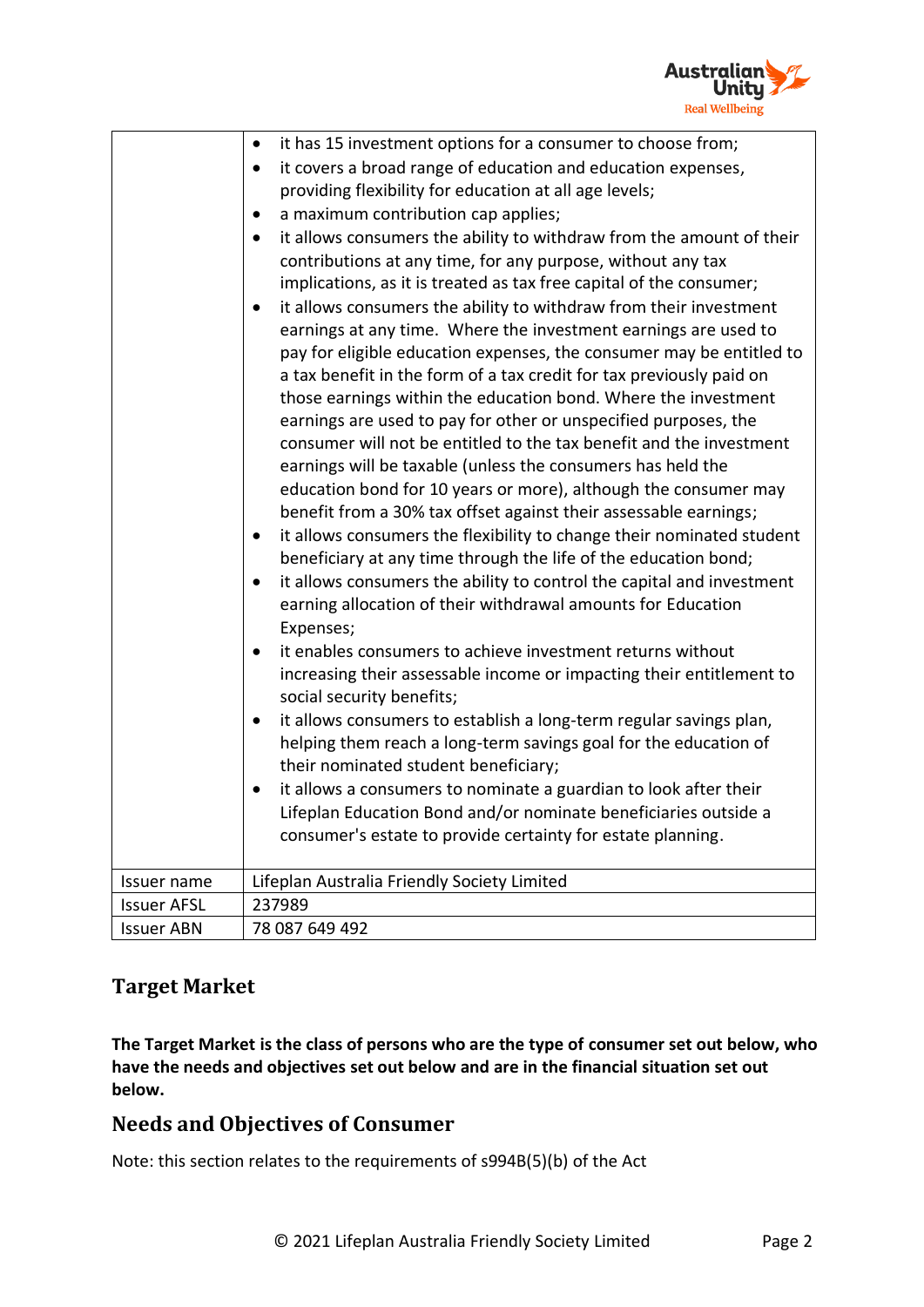| | |
|---|---|
| | • it has 15 investment options for a consumer to choose from;<br>• it covers a broad range of education and education expenses, providing flexibility for education at all age levels;<br>• a maximum contribution cap applies;<br>• it allows consumers the ability to withdraw from the amount of their contributions at any time, for any purpose, without any tax implications, as it is treated as tax free capital of the consumer;<br>• it allows consumers the ability to withdraw from their investment earnings at any time. Where the investment earnings are used to pay for eligible education expenses, the consumer may be entitled to a tax benefit in the form of a tax credit for tax previously paid on those earnings within the education bond. Where the investment earnings are used to pay for other or unspecified purposes, the consumer will not be entitled to the tax benefit and the investment earnings will be taxable (unless the consumers has held the education bond for 10 years or more), although the consumer may benefit from a 30% tax offset against their assessable earnings;<br>• it allows consumers the flexibility to change their nominated student beneficiary at any time through the life of the education bond;<br>• it allows consumers the ability to control the capital and investment earning allocation of their withdrawal amounts for Education Expenses;<br>• it enables consumers to achieve investment returns without increasing their assessable income or impacting their entitlement to social security benefits;<br>• it allows consumers to establish a long-term regular savings plan, helping them reach a long-term savings goal for the education of their nominated student beneficiary;<br>• it allows a consumers to nominate a guardian to look after their Lifeplan Education Bond and/or nominate beneficiaries outside a consumer's estate to provide certainty for estate planning. |
| Issuer name | Lifeplan Australia Friendly Society Limited |
| Issuer AFSL | 237989 |
| Issuer ABN | 78 087 649 492 |

## Target Market

**The Target Market is the class of persons who are the type of consumer set out below, who have the needs and objectives set out below and are in the financial situation set out below.**

## Needs and Objectives of Consumer

Note: this section relates to the requirements of s994B(5)(b) of the Act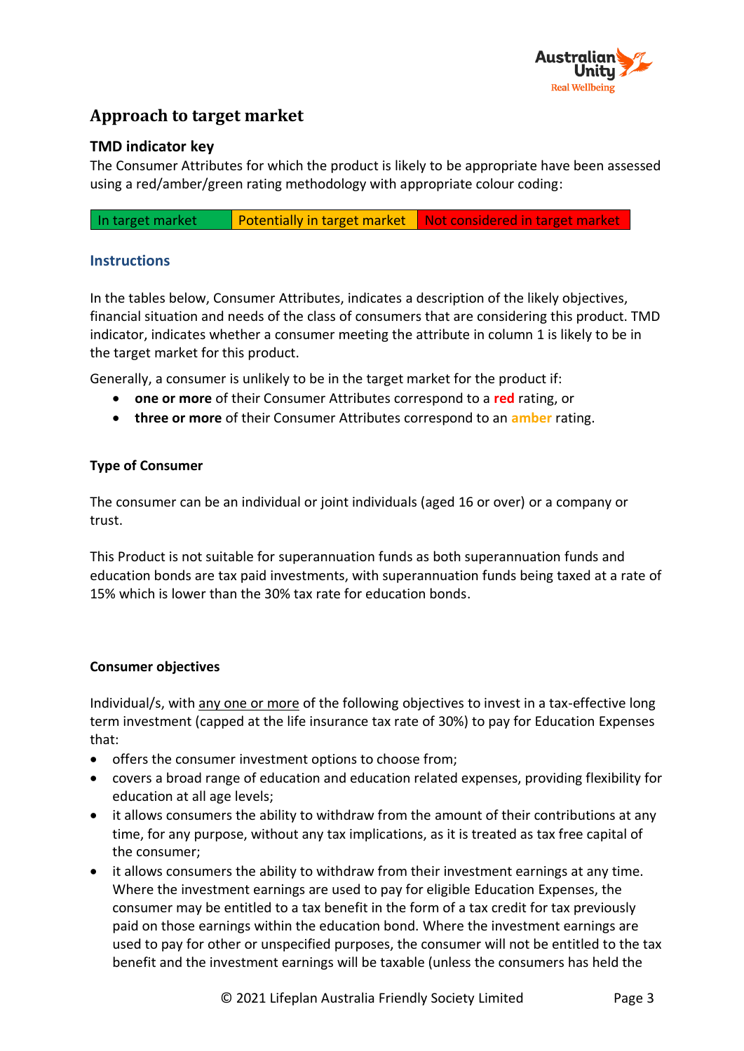## Approach to target market

### TMD indicator key

The Consumer Attributes for which the product is likely to be appropriate have been assessed using a red/amber/green rating methodology with appropriate colour coding:

| In target market | Potentially in target market | Not considered in target market |
|---|---|---|

### Instructions

In the tables below, Consumer Attributes, indicates a description of the likely objectives, financial situation and needs of the class of consumers that are considering this product. TMD indicator, indicates whether a consumer meeting the attribute in column 1 is likely to be in the target market for this product.

Generally, a consumer is unlikely to be in the target market for the product if:

- **one or more** of their Consumer Attributes correspond to a **red** rating, or
- **three or more** of their Consumer Attributes correspond to an **amber** rating.

### Type of Consumer

The consumer can be an individual or joint individuals (aged 16 or over) or a company or trust.

This Product is not suitable for superannuation funds as both superannuation funds and education bonds are tax paid investments, with superannuation funds being taxed at a rate of 15% which is lower than the 30% tax rate for education bonds.

### Consumer objectives

Individual/s, with any one or more of the following objectives to invest in a tax-effective long term investment (capped at the life insurance tax rate of 30%) to pay for Education Expenses that:

- offers the consumer investment options to choose from;
- covers a broad range of education and education related expenses, providing flexibility for education at all age levels;
- it allows consumers the ability to withdraw from the amount of their contributions at any time, for any purpose, without any tax implications, as it is treated as tax free capital of the consumer;
- it allows consumers the ability to withdraw from their investment earnings at any time. Where the investment earnings are used to pay for eligible Education Expenses, the consumer may be entitled to a tax benefit in the form of a tax credit for tax previously paid on those earnings within the education bond. Where the investment earnings are used to pay for other or unspecified purposes, the consumer will not be entitled to the tax benefit and the investment earnings will be taxable (unless the consumers has held the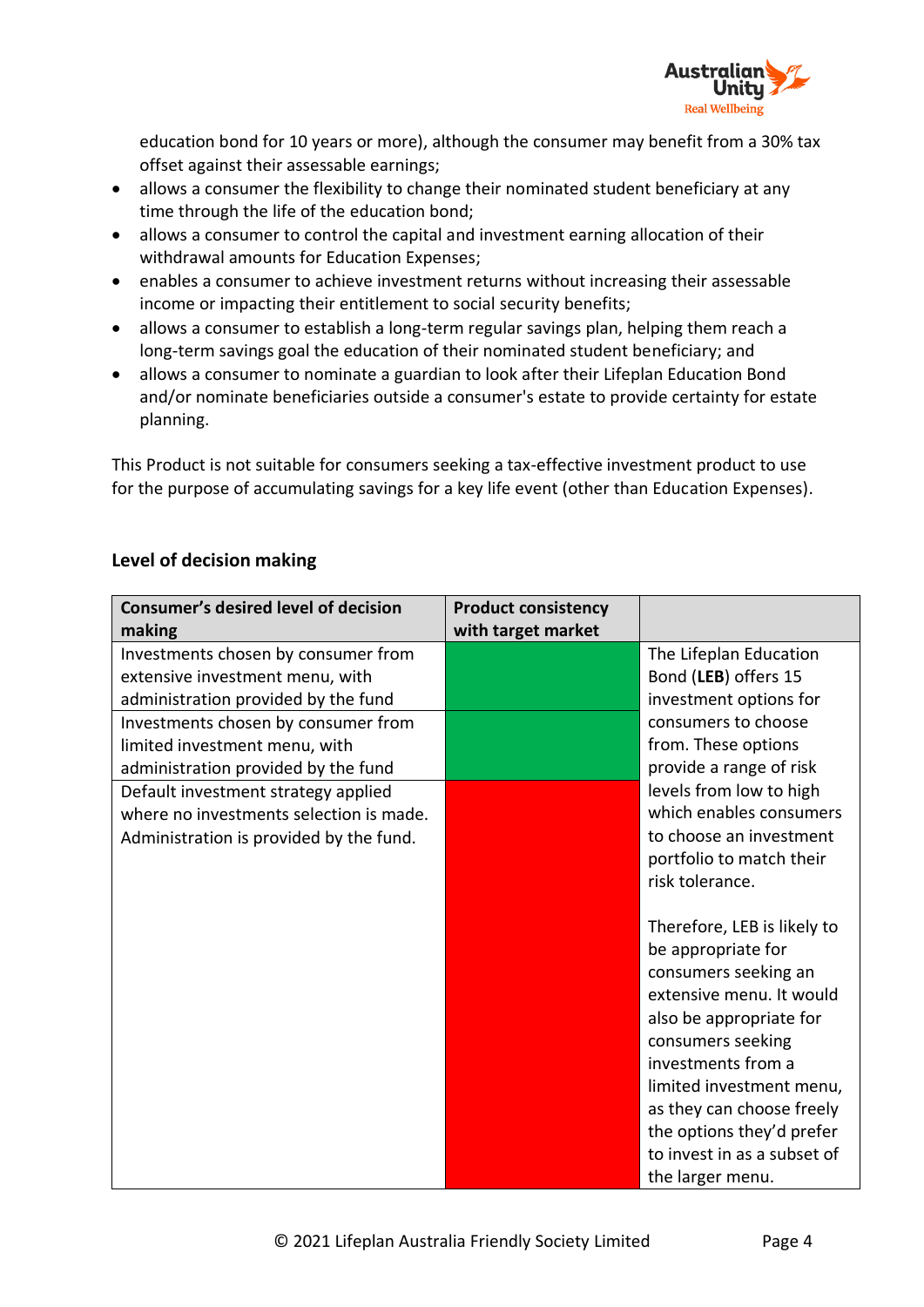education bond for 10 years or more), although the consumer may benefit from a 30% tax offset against their assessable earnings;

- allows a consumer the flexibility to change their nominated student beneficiary at any time through the life of the education bond;
- allows a consumer to control the capital and investment earning allocation of their withdrawal amounts for Education Expenses;
- enables a consumer to achieve investment returns without increasing their assessable income or impacting their entitlement to social security benefits;
- allows a consumer to establish a long-term regular savings plan, helping them reach a long-term savings goal the education of their nominated student beneficiary; and
- allows a consumer to nominate a guardian to look after their Lifeplan Education Bond and/or nominate beneficiaries outside a consumer's estate to provide certainty for estate planning.

This Product is not suitable for consumers seeking a tax-effective investment product to use for the purpose of accumulating savings for a key life event (other than Education Expenses).

## Level of decision making

| Consumer's desired level of decision making | Product consistency with target market | |
|---|---|---|
| Investments chosen by consumer from extensive investment menu, with administration provided by the fund | Green | The Lifeplan Education Bond (**LEB**) offers 15 investment options for consumers to choose from. These options provide a range of risk levels from low to high which enables consumers to choose an investment portfolio to match their risk tolerance. Therefore, LEB is likely to be appropriate for consumers seeking an extensive menu. It would also be appropriate for consumers seeking investments from a limited investment menu, as they can choose freely the options they'd prefer to invest in as a subset of the larger menu. |
| Investments chosen by consumer from limited investment menu, with administration provided by the fund | Green | |
| Default investment strategy applied where no investments selection is made. Administration is provided by the fund. | Red | |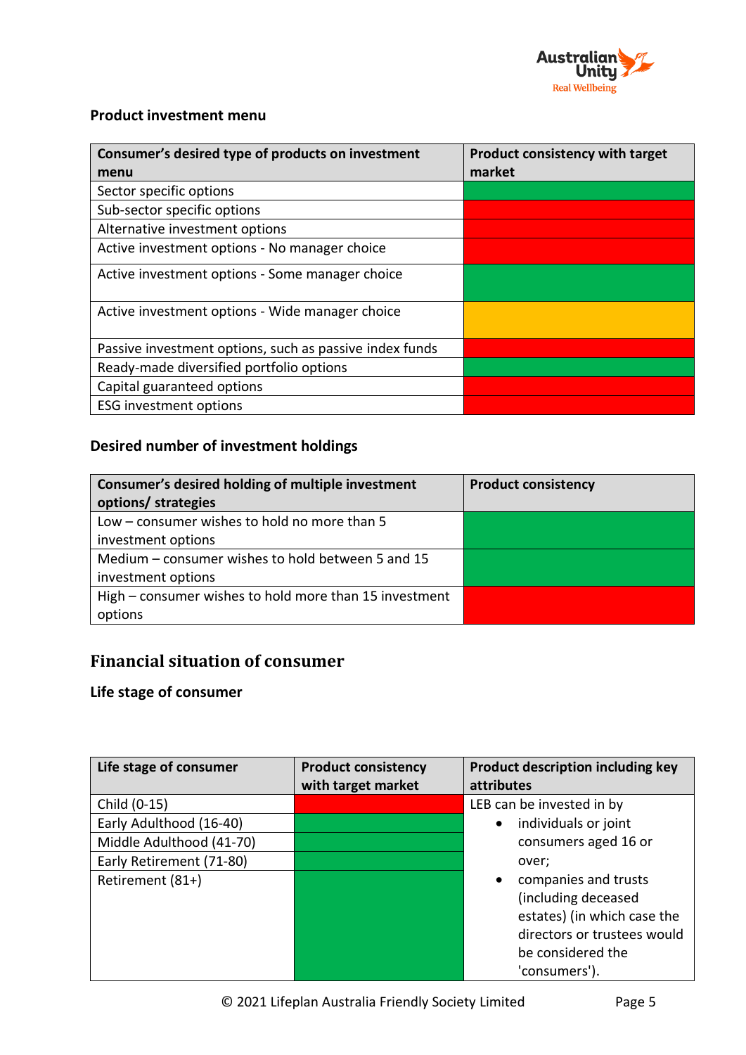### Product investment menu

| Consumer's desired type of products on investment menu | Product consistency with target market |
|---|---|
| Sector specific options | Green |
| Sub-sector specific options | Red |
| Alternative investment options | Red |
| Active investment options - No manager choice | Red |
| Active investment options - Some manager choice | Green |
| Active investment options - Wide manager choice | Amber |
| Passive investment options, such as passive index funds | Red |
| Ready-made diversified portfolio options | Green |
| Capital guaranteed options | Red |
| ESG investment options | Red |

### Desired number of investment holdings

| Consumer's desired holding of multiple investment options/ strategies | Product consistency |
|---|---|
| Low – consumer wishes to hold no more than 5 investment options | Green |
| Medium – consumer wishes to hold between 5 and 15 investment options | Green |
| High – consumer wishes to hold more than 15 investment options | Red |

## Financial situation of consumer

### Life stage of consumer

| Life stage of consumer | Product consistency with target market | Product description including key attributes |
|---|---|---|
| Child (0-15) | Red | LEB can be invested in by<br>• individuals or joint consumers aged 16 or over;<br>• companies and trusts (including deceased estates) (in which case the directors or trustees would be considered the 'consumers'). |
| Early Adulthood (16-40) | Green | |
| Middle Adulthood (41-70) | Green | |
| Early Retirement (71-80) | Green | |
| Retirement (81+) | Green | |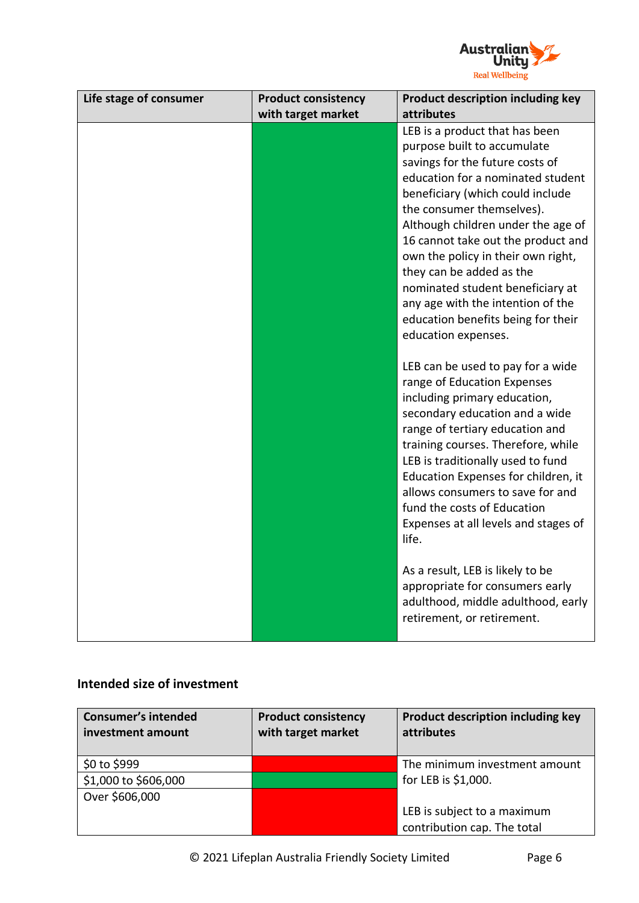| Life stage of consumer | Product consistency with target market | Product description including key attributes |
|---|---|---|
| | Green | LEB is a product that has been purpose built to accumulate savings for the future costs of education for a nominated student beneficiary (which could include the consumer themselves). Although children under the age of 16 cannot take out the product and own the policy in their own right, they can be added as the nominated student beneficiary at any age with the intention of the education benefits being for their education expenses.<br><br>LEB can be used to pay for a wide range of Education Expenses including primary education, secondary education and a wide range of tertiary education and training courses. Therefore, while LEB is traditionally used to fund Education Expenses for children, it allows consumers to save for and fund the costs of Education Expenses at all levels and stages of life.<br><br>As a result, LEB is likely to be appropriate for consumers early adulthood, middle adulthood, early retirement, or retirement. |

**Intended size of investment**

| Consumer's intended investment amount | Product consistency with target market | Product description including key attributes |
|---|---|---|
| $0 to $999 | Red | The minimum investment amount for LEB is $1,000.<br><br>LEB is subject to a maximum contribution cap. The total |
| $1,000 to $606,000 | Green | |
| Over $606,000 | Red | |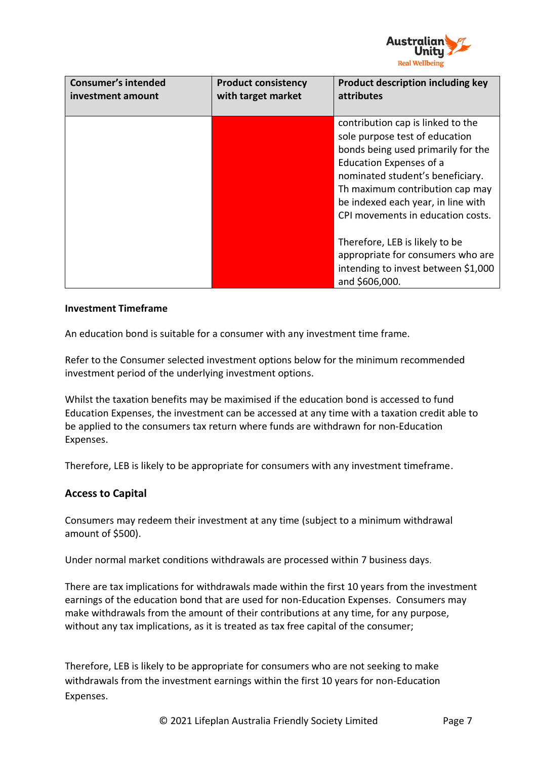| Consumer's intended investment amount | Product consistency with target market | Product description including key attributes |
|---|---|---|
| | | contribution cap is linked to the sole purpose test of education bonds being used primarily for the Education Expenses of a nominated student's beneficiary. Th maximum contribution cap may be indexed each year, in line with CPI movements in education costs.<br><br>Therefore, LEB is likely to be appropriate for consumers who are intending to invest between $1,000 and $606,000. |

**Investment Timeframe**

An education bond is suitable for a consumer with any investment time frame.

Refer to the Consumer selected investment options below for the minimum recommended investment period of the underlying investment options.

Whilst the taxation benefits may be maximised if the education bond is accessed to fund Education Expenses, the investment can be accessed at any time with a taxation credit able to be applied to the consumers tax return where funds are withdrawn for non-Education Expenses.

Therefore, LEB is likely to be appropriate for consumers with any investment timeframe.

## Access to Capital

Consumers may redeem their investment at any time (subject to a minimum withdrawal amount of $500).

Under normal market conditions withdrawals are processed within 7 business days.

There are tax implications for withdrawals made within the first 10 years from the investment earnings of the education bond that are used for non-Education Expenses. Consumers may make withdrawals from the amount of their contributions at any time, for any purpose, without any tax implications, as it is treated as tax free capital of the consumer;

Therefore, LEB is likely to be appropriate for consumers who are not seeking to make withdrawals from the investment earnings within the first 10 years for non-Education Expenses.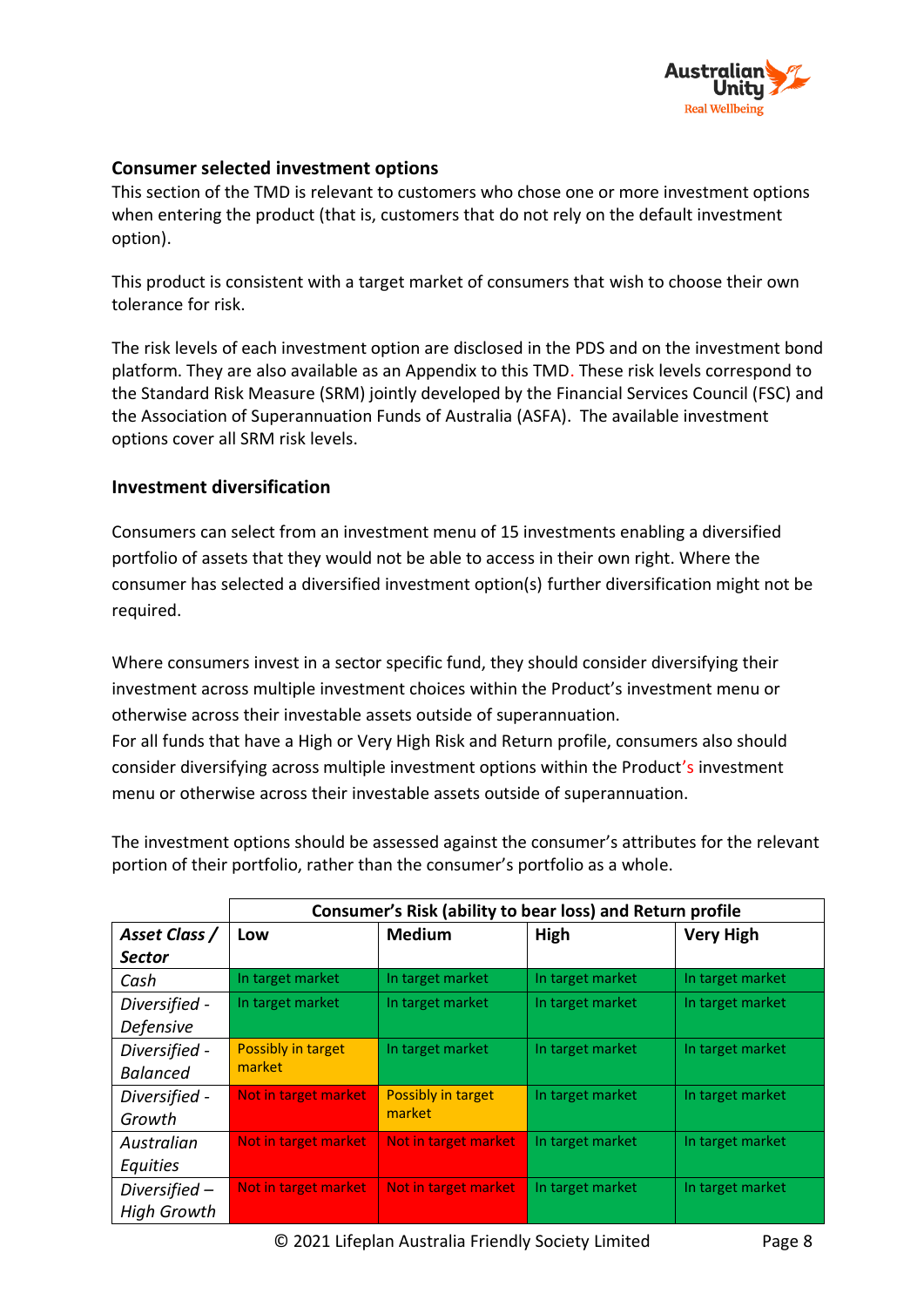### Consumer selected investment options

This section of the TMD is relevant to customers who chose one or more investment options when entering the product (that is, customers that do not rely on the default investment option).

This product is consistent with a target market of consumers that wish to choose their own tolerance for risk.

The risk levels of each investment option are disclosed in the PDS and on the investment bond platform. They are also available as an Appendix to this TMD. These risk levels correspond to the Standard Risk Measure (SRM) jointly developed by the Financial Services Council (FSC) and the Association of Superannuation Funds of Australia (ASFA). The available investment options cover all SRM risk levels.

### Investment diversification

Consumers can select from an investment menu of 15 investments enabling a diversified portfolio of assets that they would not be able to access in their own right. Where the consumer has selected a diversified investment option(s) further diversification might not be required.

Where consumers invest in a sector specific fund, they should consider diversifying their investment across multiple investment choices within the Product's investment menu or otherwise across their investable assets outside of superannuation.
For all funds that have a High or Very High Risk and Return profile, consumers also should consider diversifying across multiple investment options within the Product's investment menu or otherwise across their investable assets outside of superannuation.

The investment options should be assessed against the consumer's attributes for the relevant portion of their portfolio, rather than the consumer's portfolio as a whole.

| | Consumer's Risk (ability to bear loss) and Return profile | | | |
|---|---|---|---|---|
| ***Asset Class / Sector*** | **Low** | **Medium** | **High** | **Very High** |
| *Cash* | In target market | In target market | In target market | In target market |
| *Diversified - Defensive* | In target market | In target market | In target market | In target market |
| *Diversified - Balanced* | Possibly in target market | In target market | In target market | In target market |
| *Diversified - Growth* | Not in target market | Possibly in target market | In target market | In target market |
| *Australian Equities* | Not in target market | Not in target market | In target market | In target market |
| *Diversified – High Growth* | Not in target market | Not in target market | In target market | In target market |

© 2021 Lifeplan Australia Friendly Society Limited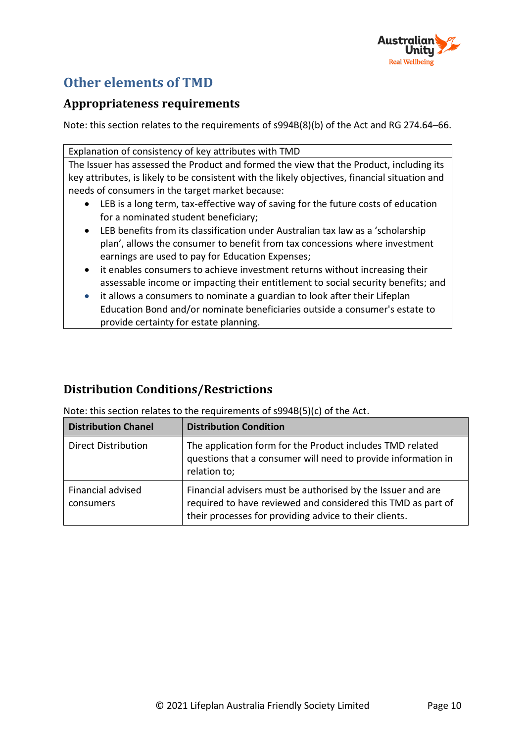## Other elements of TMD

### Appropriateness requirements

Note: this section relates to the requirements of s994B(8)(b) of the Act and RG 274.64–66.

| Explanation of consistency of key attributes with TMD |
|---|
| The Issuer has assessed the Product and formed the view that the Product, including its key attributes, is likely to be consistent with the likely objectives, financial situation and needs of consumers in the target market because:<br>• LEB is a long term, tax-effective way of saving for the future costs of education for a nominated student beneficiary;<br>• LEB benefits from its classification under Australian tax law as a 'scholarship plan', allows the consumer to benefit from tax concessions where investment earnings are used to pay for Education Expenses;<br>• it enables consumers to achieve investment returns without increasing their assessable income or impacting their entitlement to social security benefits; and<br>• it allows a consumers to nominate a guardian to look after their Lifeplan Education Bond and/or nominate beneficiaries outside a consumer's estate to provide certainty for estate planning. |

### Distribution Conditions/Restrictions

Note: this section relates to the requirements of s994B(5)(c) of the Act.

| Distribution Chanel | Distribution Condition |
|---|---|
| Direct Distribution | The application form for the Product includes TMD related questions that a consumer will need to provide information in relation to; |
| Financial advised consumers | Financial advisers must be authorised by the Issuer and are required to have reviewed and considered this TMD as part of their processes for providing advice to their clients. |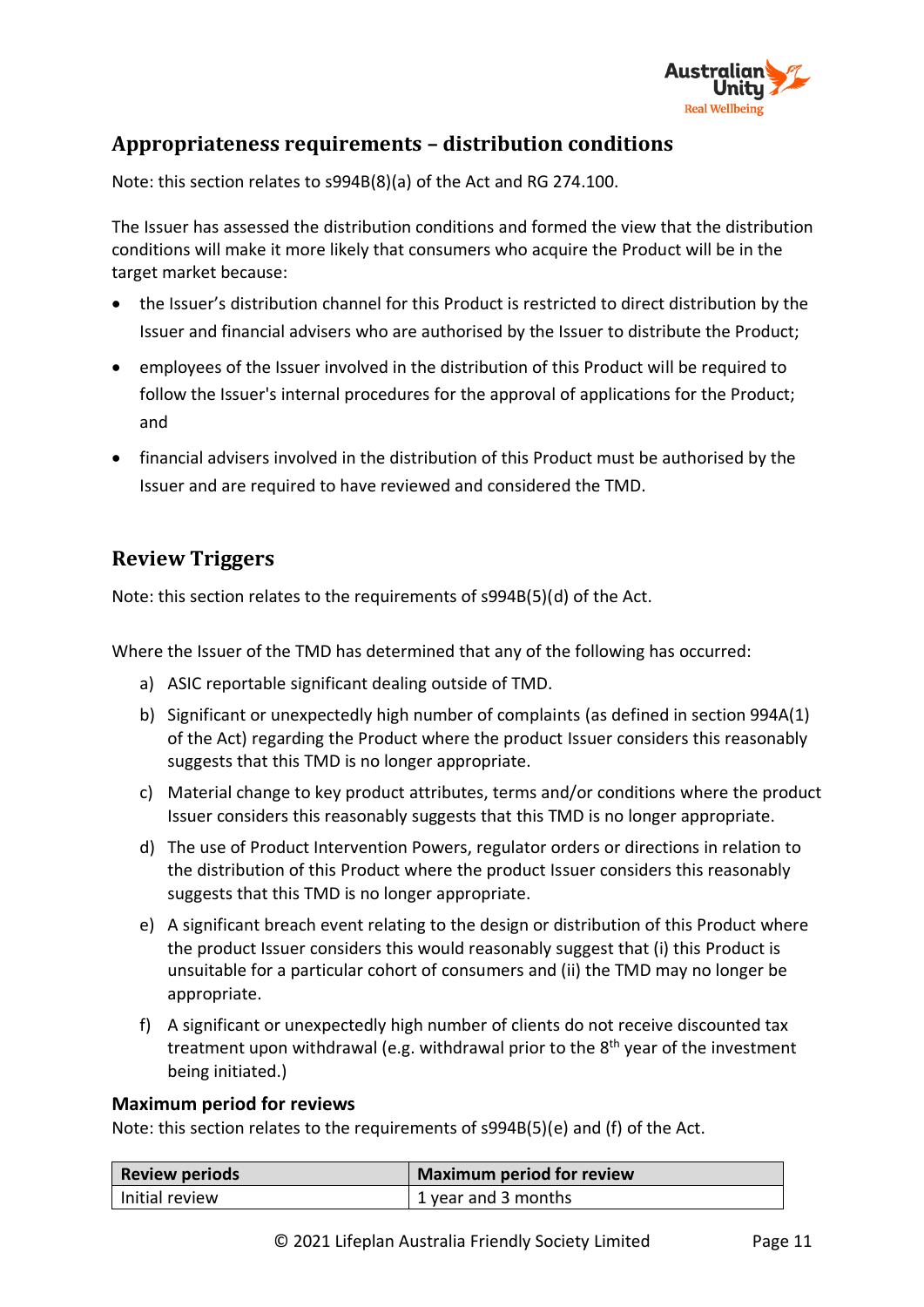## Appropriateness requirements – distribution conditions

Note: this section relates to s994B(8)(a) of the Act and RG 274.100.

The Issuer has assessed the distribution conditions and formed the view that the distribution conditions will make it more likely that consumers who acquire the Product will be in the target market because:

- the Issuer's distribution channel for this Product is restricted to direct distribution by the Issuer and financial advisers who are authorised by the Issuer to distribute the Product;
- employees of the Issuer involved in the distribution of this Product will be required to follow the Issuer's internal procedures for the approval of applications for the Product; and
- financial advisers involved in the distribution of this Product must be authorised by the Issuer and are required to have reviewed and considered the TMD.

## Review Triggers

Note: this section relates to the requirements of s994B(5)(d) of the Act.

Where the Issuer of the TMD has determined that any of the following has occurred:

a) ASIC reportable significant dealing outside of TMD.

b) Significant or unexpectedly high number of complaints (as defined in section 994A(1) of the Act) regarding the Product where the product Issuer considers this reasonably suggests that this TMD is no longer appropriate.

c) Material change to key product attributes, terms and/or conditions where the product Issuer considers this reasonably suggests that this TMD is no longer appropriate.

d) The use of Product Intervention Powers, regulator orders or directions in relation to the distribution of this Product where the product Issuer considers this reasonably suggests that this TMD is no longer appropriate.

e) A significant breach event relating to the design or distribution of this Product where the product Issuer considers this would reasonably suggest that (i) this Product is unsuitable for a particular cohort of consumers and (ii) the TMD may no longer be appropriate.

f) A significant or unexpectedly high number of clients do not receive discounted tax treatment upon withdrawal (e.g. withdrawal prior to the 8th year of the investment being initiated.)

### Maximum period for reviews

Note: this section relates to the requirements of s994B(5)(e) and (f) of the Act.

| Review periods | Maximum period for review |
|---|---|
| Initial review | 1 year and 3 months |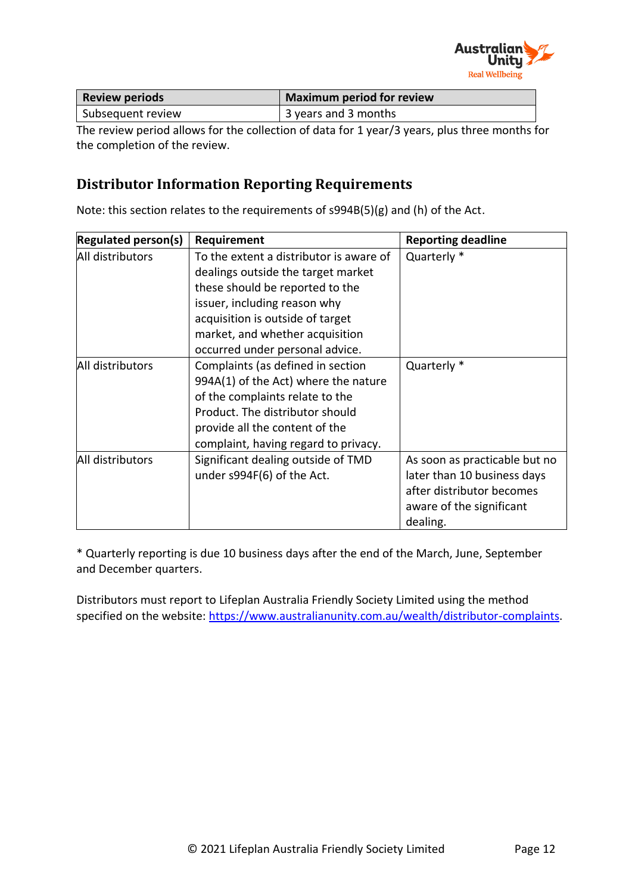| Review periods | Maximum period for review |
|---|---|
| Subsequent review | 3 years and 3 months |

The review period allows for the collection of data for 1 year/3 years, plus three months for the completion of the review.

## Distributor Information Reporting Requirements

Note: this section relates to the requirements of s994B(5)(g) and (h) of the Act.

| Regulated person(s) | Requirement | Reporting deadline |
|---|---|---|
| All distributors | To the extent a distributor is aware of dealings outside the target market these should be reported to the issuer, including reason why acquisition is outside of target market, and whether acquisition occurred under personal advice. | Quarterly * |
| All distributors | Complaints (as defined in section 994A(1) of the Act) where the nature of the complaints relate to the Product. The distributor should provide all the content of the complaint, having regard to privacy. | Quarterly * |
| All distributors | Significant dealing outside of TMD under s994F(6) of the Act. | As soon as practicable but no later than 10 business days after distributor becomes aware of the significant dealing. |

* Quarterly reporting is due 10 business days after the end of the March, June, September and December quarters.

Distributors must report to Lifeplan Australia Friendly Society Limited using the method specified on the website: https://www.australianunity.com.au/wealth/distributor-complaints.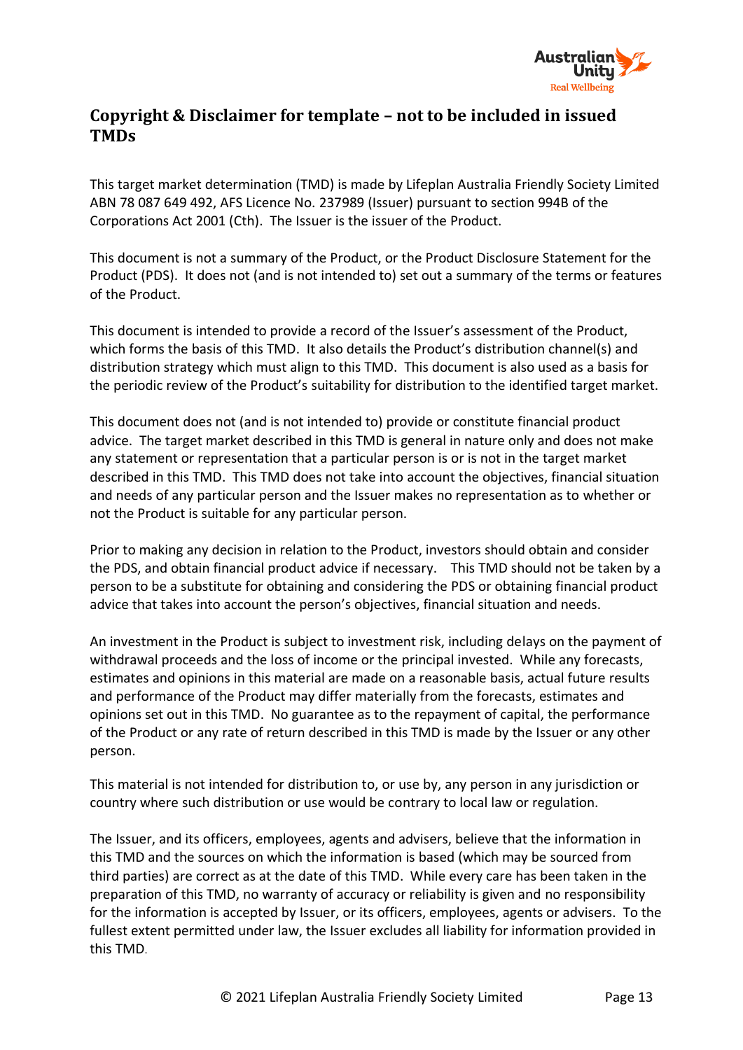## Copyright & Disclaimer for template – not to be included in issued TMDs

This target market determination (TMD) is made by Lifeplan Australia Friendly Society Limited ABN 78 087 649 492, AFS Licence No. 237989 (Issuer) pursuant to section 994B of the Corporations Act 2001 (Cth). The Issuer is the issuer of the Product.

This document is not a summary of the Product, or the Product Disclosure Statement for the Product (PDS). It does not (and is not intended to) set out a summary of the terms or features of the Product.

This document is intended to provide a record of the Issuer's assessment of the Product, which forms the basis of this TMD. It also details the Product's distribution channel(s) and distribution strategy which must align to this TMD. This document is also used as a basis for the periodic review of the Product's suitability for distribution to the identified target market.

This document does not (and is not intended to) provide or constitute financial product advice. The target market described in this TMD is general in nature only and does not make any statement or representation that a particular person is or is not in the target market described in this TMD. This TMD does not take into account the objectives, financial situation and needs of any particular person and the Issuer makes no representation as to whether or not the Product is suitable for any particular person.

Prior to making any decision in relation to the Product, investors should obtain and consider the PDS, and obtain financial product advice if necessary. This TMD should not be taken by a person to be a substitute for obtaining and considering the PDS or obtaining financial product advice that takes into account the person's objectives, financial situation and needs.

An investment in the Product is subject to investment risk, including delays on the payment of withdrawal proceeds and the loss of income or the principal invested. While any forecasts, estimates and opinions in this material are made on a reasonable basis, actual future results and performance of the Product may differ materially from the forecasts, estimates and opinions set out in this TMD. No guarantee as to the repayment of capital, the performance of the Product or any rate of return described in this TMD is made by the Issuer or any other person.

This material is not intended for distribution to, or use by, any person in any jurisdiction or country where such distribution or use would be contrary to local law or regulation.

The Issuer, and its officers, employees, agents and advisers, believe that the information in this TMD and the sources on which the information is based (which may be sourced from third parties) are correct as at the date of this TMD. While every care has been taken in the preparation of this TMD, no warranty of accuracy or reliability is given and no responsibility for the information is accepted by Issuer, or its officers, employees, agents or advisers. To the fullest extent permitted under law, the Issuer excludes all liability for information provided in this TMD.

© 2021 Lifeplan Australia Friendly Society Limited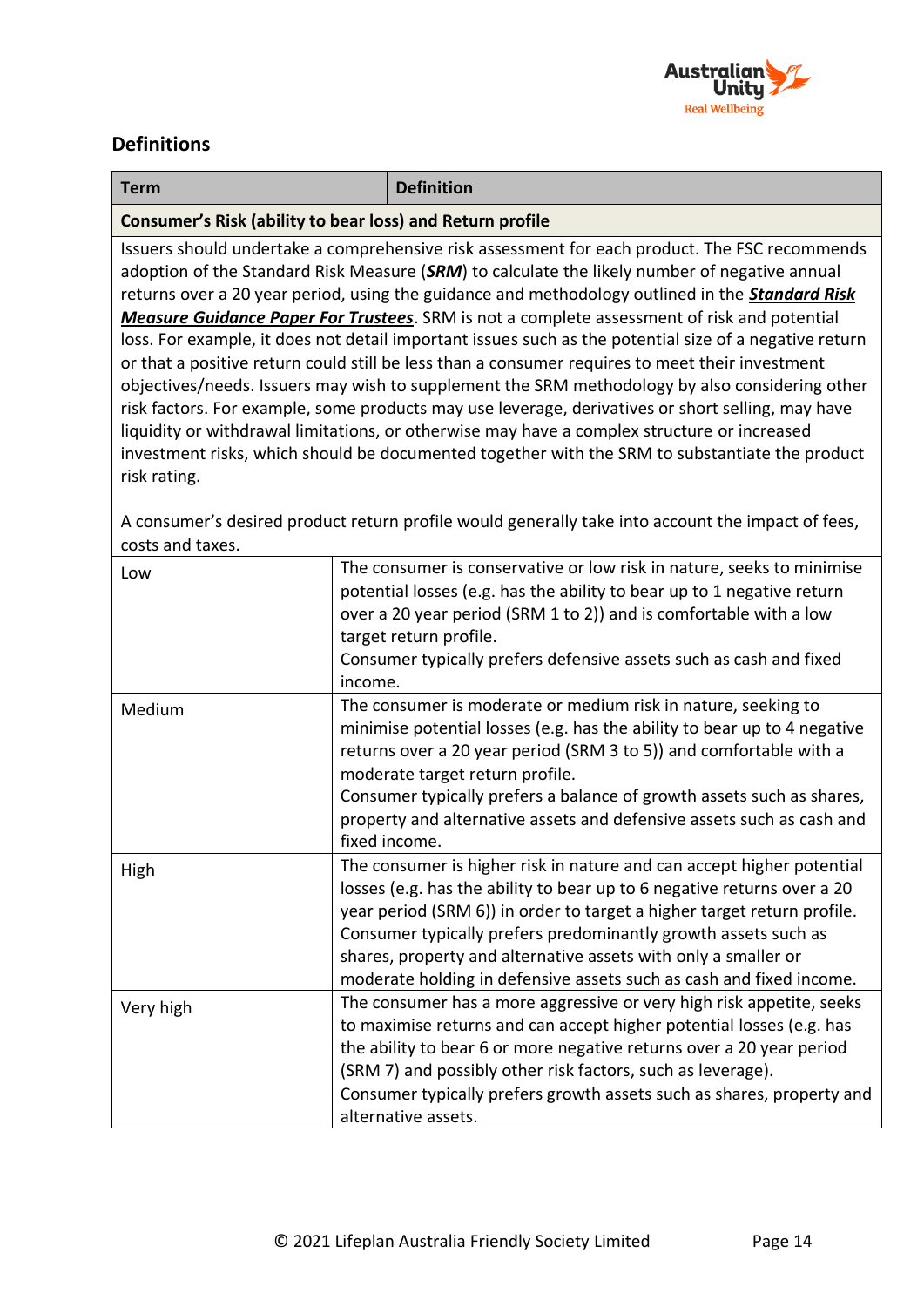## Definitions

| Term | Definition |
|---|---|
| **Consumer's Risk (ability to bear loss) and Return profile** | |
| Issuers should undertake a comprehensive risk assessment for each product. The FSC recommends adoption of the Standard Risk Measure (***SRM***) to calculate the likely number of negative annual returns over a 20 year period, using the guidance and methodology outlined in the ***Standard Risk Measure Guidance Paper For Trustees***. SRM is not a complete assessment of risk and potential loss. For example, it does not detail important issues such as the potential size of a negative return or that a positive return could still be less than a consumer requires to meet their investment objectives/needs. Issuers may wish to supplement the SRM methodology by also considering other risk factors. For example, some products may use leverage, derivatives or short selling, may have liquidity or withdrawal limitations, or otherwise may have a complex structure or increased investment risks, which should be documented together with the SRM to substantiate the product risk rating.<br><br>A consumer's desired product return profile would generally take into account the impact of fees, costs and taxes. | |
| Low | The consumer is conservative or low risk in nature, seeks to minimise potential losses (e.g. has the ability to bear up to 1 negative return over a 20 year period (SRM 1 to 2)) and is comfortable with a low target return profile.<br>Consumer typically prefers defensive assets such as cash and fixed income. |
| Medium | The consumer is moderate or medium risk in nature, seeking to minimise potential losses (e.g. has the ability to bear up to 4 negative returns over a 20 year period (SRM 3 to 5)) and comfortable with a moderate target return profile.<br>Consumer typically prefers a balance of growth assets such as shares, property and alternative assets and defensive assets such as cash and fixed income. |
| High | The consumer is higher risk in nature and can accept higher potential losses (e.g. has the ability to bear up to 6 negative returns over a 20 year period (SRM 6)) in order to target a higher target return profile.<br>Consumer typically prefers predominantly growth assets such as shares, property and alternative assets with only a smaller or moderate holding in defensive assets such as cash and fixed income. |
| Very high | The consumer has a more aggressive or very high risk appetite, seeks to maximise returns and can accept higher potential losses (e.g. has the ability to bear 6 or more negative returns over a 20 year period (SRM 7) and possibly other risk factors, such as leverage).<br>Consumer typically prefers growth assets such as shares, property and alternative assets. |

© 2021 Lifeplan Australia Friendly Society Limited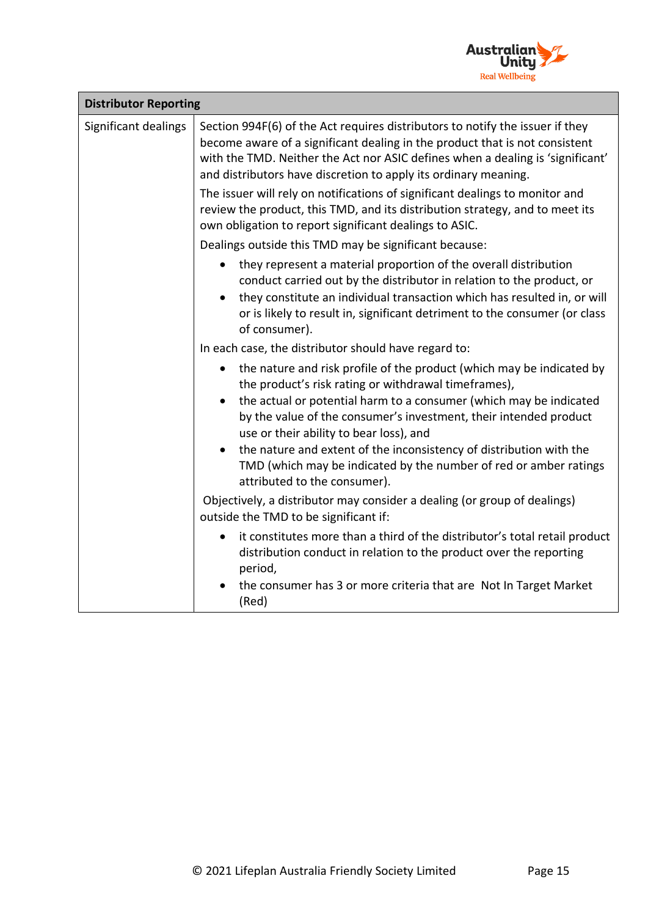| Distributor Reporting | |
|---|---|
| Significant dealings | Section 994F(6) of the Act requires distributors to notify the issuer if they become aware of a significant dealing in the product that is not consistent with the TMD. Neither the Act nor ASIC defines when a dealing is 'significant' and distributors have discretion to apply its ordinary meaning.<br><br>The issuer will rely on notifications of significant dealings to monitor and review the product, this TMD, and its distribution strategy, and to meet its own obligation to report significant dealings to ASIC.<br><br>Dealings outside this TMD may be significant because:<br>• they represent a material proportion of the overall distribution conduct carried out by the distributor in relation to the product, or<br>• they constitute an individual transaction which has resulted in, or will or is likely to result in, significant detriment to the consumer (or class of consumer).<br><br>In each case, the distributor should have regard to:<br>• the nature and risk profile of the product (which may be indicated by the product's risk rating or withdrawal timeframes),<br>• the actual or potential harm to a consumer (which may be indicated by the value of the consumer's investment, their intended product use or their ability to bear loss), and<br>• the nature and extent of the inconsistency of distribution with the TMD (which may be indicated by the number of red or amber ratings attributed to the consumer).<br><br>Objectively, a distributor may consider a dealing (or group of dealings) outside the TMD to be significant if:<br>• it constitutes more than a third of the distributor's total retail product distribution conduct in relation to the product over the reporting period,<br>• the consumer has 3 or more criteria that are Not In Target Market (Red) |

© 2021 Lifeplan Australia Friendly Society Limited